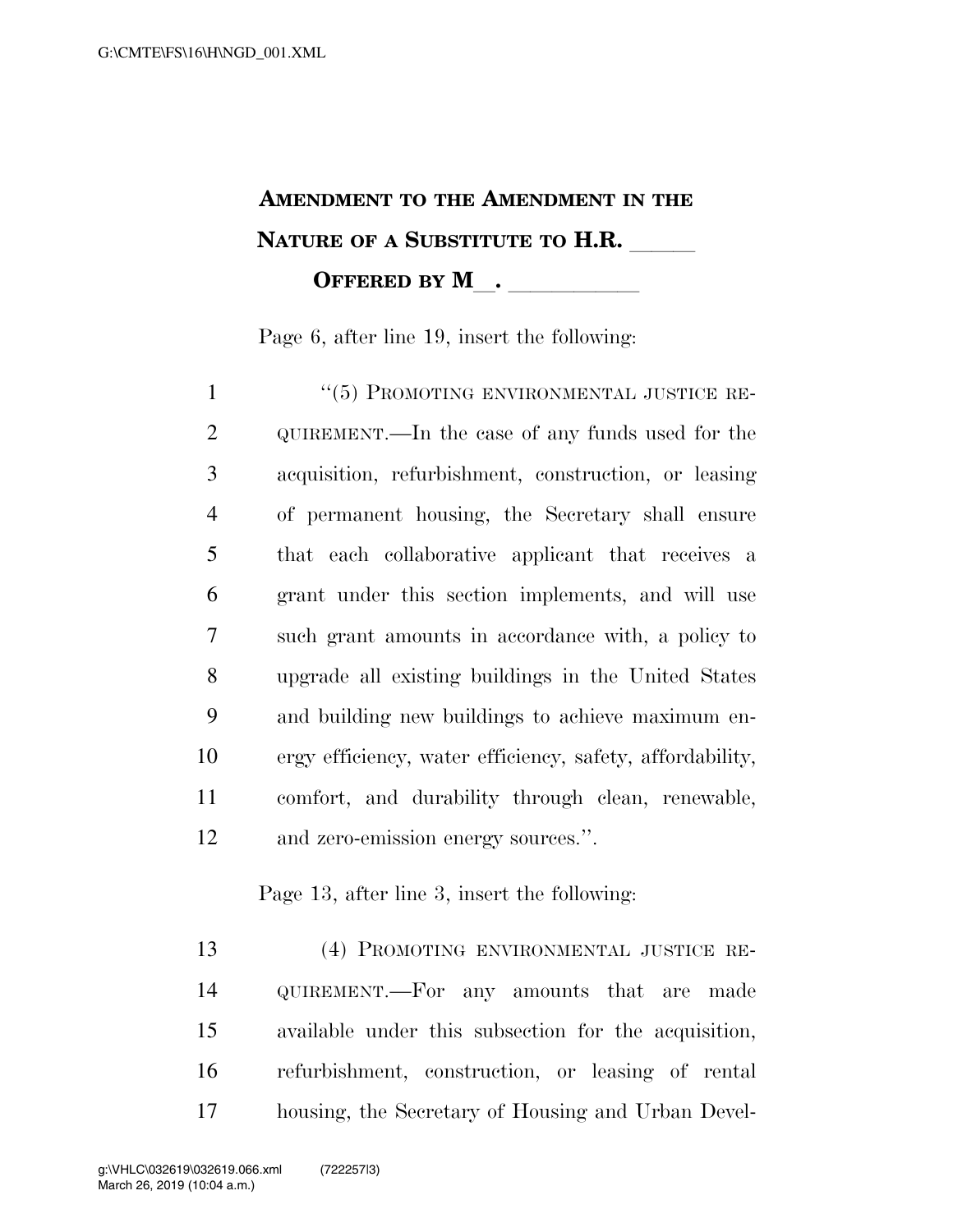# Amendment to the Amendment in the Nature of a Substitute to H.R. _____

## Offered by M__. __________

Page 6, after line 19, insert the following:

"(5) PROMOTING ENVIRONMENTAL JUSTICE REQUIREMENT.—In the case of any funds used for the acquisition, refurbishment, construction, or leasing of permanent housing, the Secretary shall ensure that each collaborative applicant that receives a grant under this section implements, and will use such grant amounts in accordance with, a policy to upgrade all existing buildings in the United States and building new buildings to achieve maximum energy efficiency, water efficiency, safety, affordability, comfort, and durability through clean, renewable, and zero-emission energy sources.".

Page 13, after line 3, insert the following:

(4) PROMOTING ENVIRONMENTAL JUSTICE REQUIREMENT.—For any amounts that are made available under this subsection for the acquisition, refurbishment, construction, or leasing of rental housing, the Secretary of Housing and Urban Devel-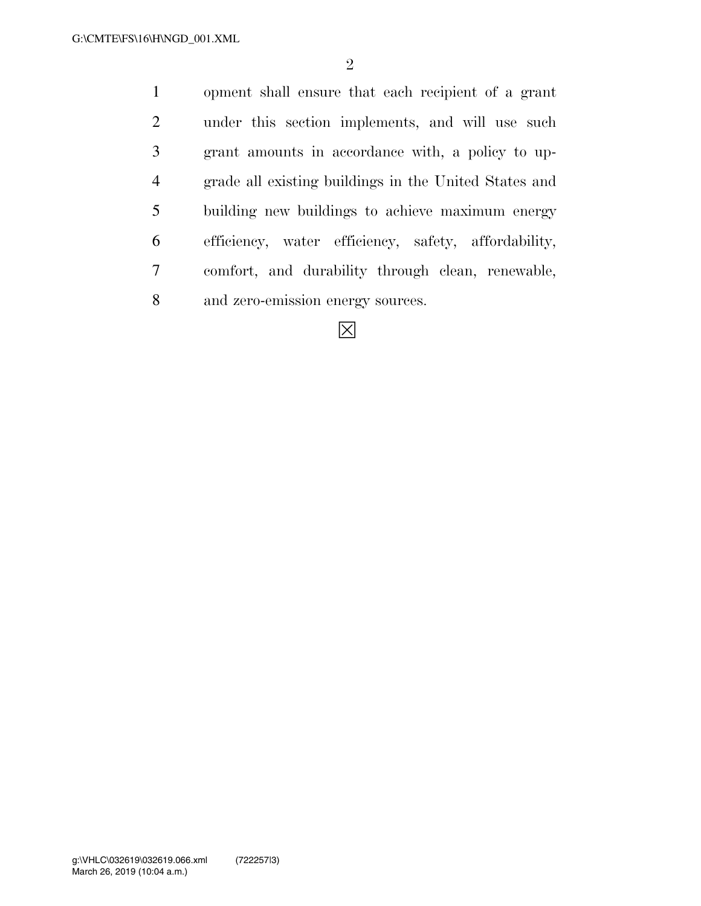opment shall ensure that each recipient of a grant under this section implements, and will use such grant amounts in accordance with, a policy to upgrade all existing buildings in the United States and building new buildings to achieve maximum energy efficiency, water efficiency, safety, affordability, comfort, and durability through clean, renewable, and zero-emission energy sources.

☒